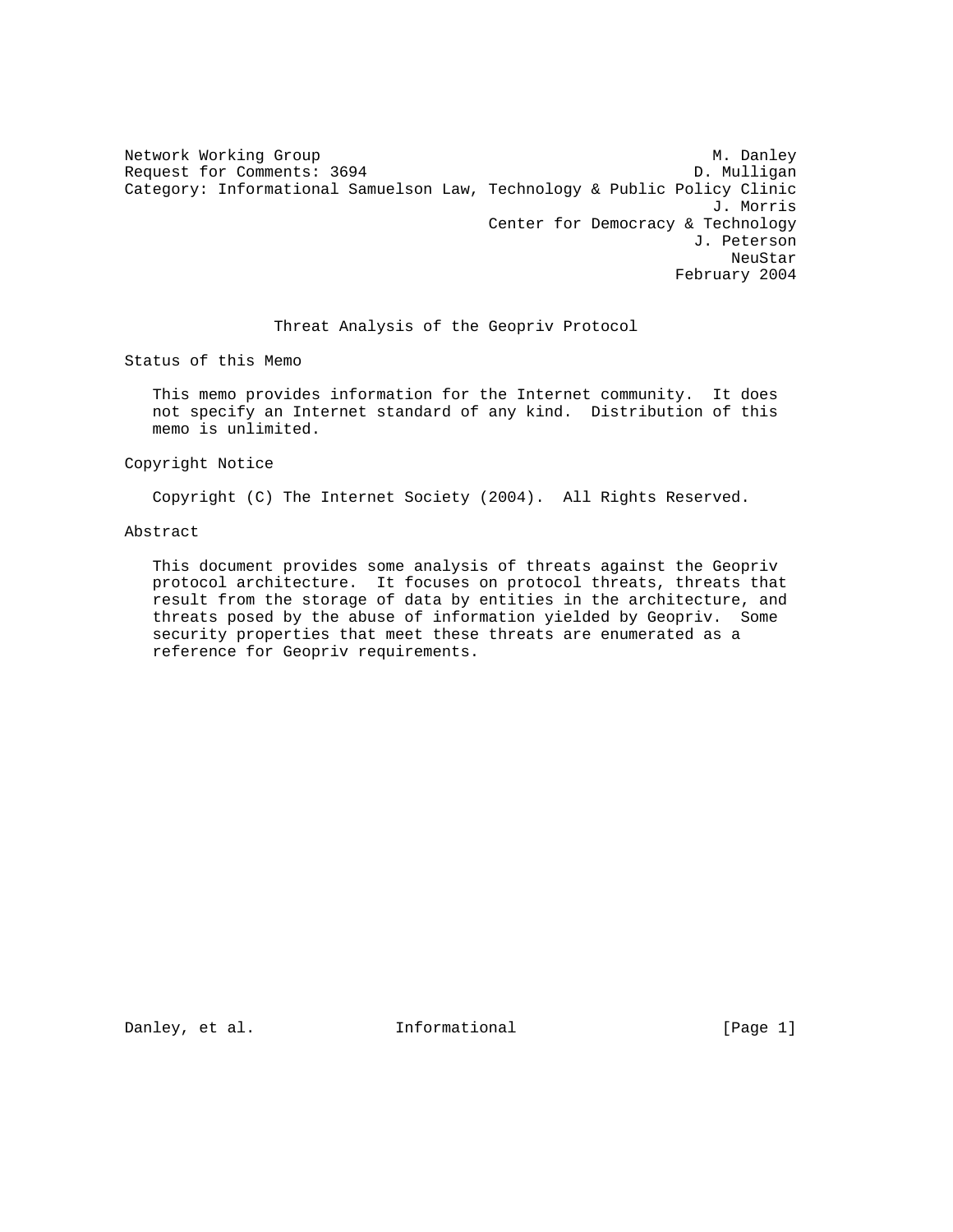Network Working Group M. Danley
Request for Comments: 3694 D. Mulligan
Category: Informational Samuelson Law, Technology & Public Policy Clinic
J. Morris
Center for Democracy & Technology
J. Peterson
NeuStar
February 2004

# Threat Analysis of the Geopriv Protocol

## Status of this Memo

This memo provides information for the Internet community. It does not specify an Internet standard of any kind. Distribution of this memo is unlimited.

## Copyright Notice

Copyright (C) The Internet Society (2004). All Rights Reserved.

## Abstract

This document provides some analysis of threats against the Geopriv protocol architecture. It focuses on protocol threats, threats that result from the storage of data by entities in the architecture, and threats posed by the abuse of information yielded by Geopriv. Some security properties that meet these threats are enumerated as a reference for Geopriv requirements.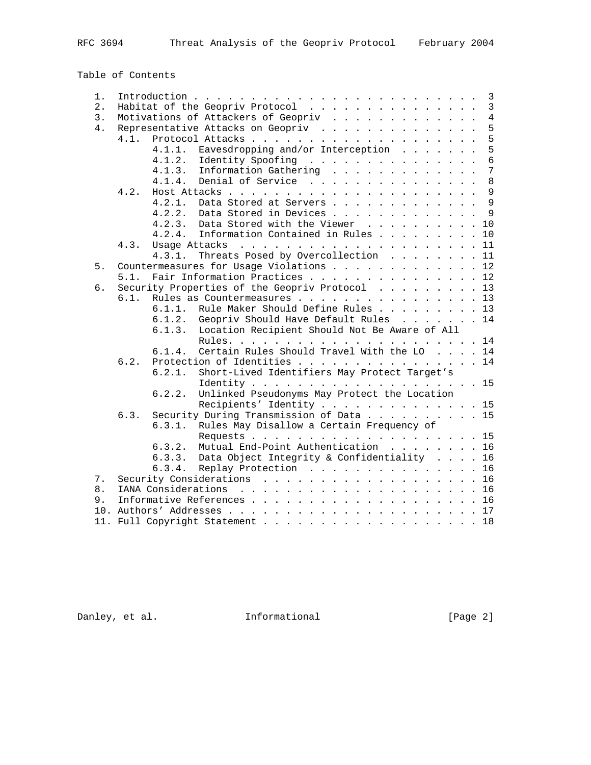Table of Contents

```
   1.  Introduction . . . . . . . . . . . . . . . . . . . . . . . . .  3
   2.  Habitat of the Geopriv Protocol  . . . . . . . . . . . . . . .  3
   3.  Motivations of Attackers of Geopriv  . . . . . . . . . . . . .  4
   4.  Representative Attacks on Geopriv  . . . . . . . . . . . . . .  5
       4.1.  Protocol Attacks . . . . . . . . . . . . . . . . . . . .  5
             4.1.1.  Eavesdropping and/or Interception  . . . . . . .  5
             4.1.2.  Identity Spoofing  . . . . . . . . . . . . . . .  6
             4.1.3.  Information Gathering  . . . . . . . . . . . . .  7
             4.1.4.  Denial of Service  . . . . . . . . . . . . . . .  8
       4.2.  Host Attacks . . . . . . . . . . . . . . . . . . . . . .  9
             4.2.1.  Data Stored at Servers . . . . . . . . . . . . .  9
             4.2.2.  Data Stored in Devices . . . . . . . . . . . . .  9
             4.2.3.  Data Stored with the Viewer  . . . . . . . . . . 10
             4.2.4.  Information Contained in Rules . . . . . . . . . 10
       4.3.  Usage Attacks  . . . . . . . . . . . . . . . . . . . . . 11
             4.3.1.  Threats Posed by Overcollection  . . . . . . . . 11
   5.  Countermeasures for Usage Violations . . . . . . . . . . . . . 12
       5.1.  Fair Information Practices . . . . . . . . . . . . . . . 12
   6.  Security Properties of the Geopriv Protocol  . . . . . . . . . 13
       6.1.  Rules as Countermeasures . . . . . . . . . . . . . . . . 13
             6.1.1.  Rule Maker Should Define Rules . . . . . . . . . 13
             6.1.2.  Geopriv Should Have Default Rules  . . . . . . . 14
             6.1.3.  Location Recipient Should Not Be Aware of All
                     Rules. . . . . . . . . . . . . . . . . . . . . . 14
             6.1.4.  Certain Rules Should Travel With the LO  . . . . 14
       6.2.  Protection of Identities . . . . . . . . . . . . . . . . 14
             6.2.1.  Short-Lived Identifiers May Protect Target's
                     Identity . . . . . . . . . . . . . . . . . . . . 15
             6.2.2.  Unlinked Pseudonyms May Protect the Location
                     Recipients' Identity . . . . . . . . . . . . . . 15
       6.3.  Security During Transmission of Data . . . . . . . . . . 15
             6.3.1.  Rules May Disallow a Certain Frequency of
                     Requests . . . . . . . . . . . . . . . . . . . . 15
             6.3.2.  Mutual End-Point Authentication  . . . . . . . . 16
             6.3.3.  Data Object Integrity & Confidentiality  . . . . 16
             6.3.4.  Replay Protection  . . . . . . . . . . . . . . . 16
   7.  Security Considerations  . . . . . . . . . . . . . . . . . . . 16
   8.  IANA Considerations  . . . . . . . . . . . . . . . . . . . . . 16
   9.  Informative References . . . . . . . . . . . . . . . . . . . . 16
   10. Authors' Addresses . . . . . . . . . . . . . . . . . . . . . . 17
   11. Full Copyright Statement . . . . . . . . . . . . . . . . . . . 18
```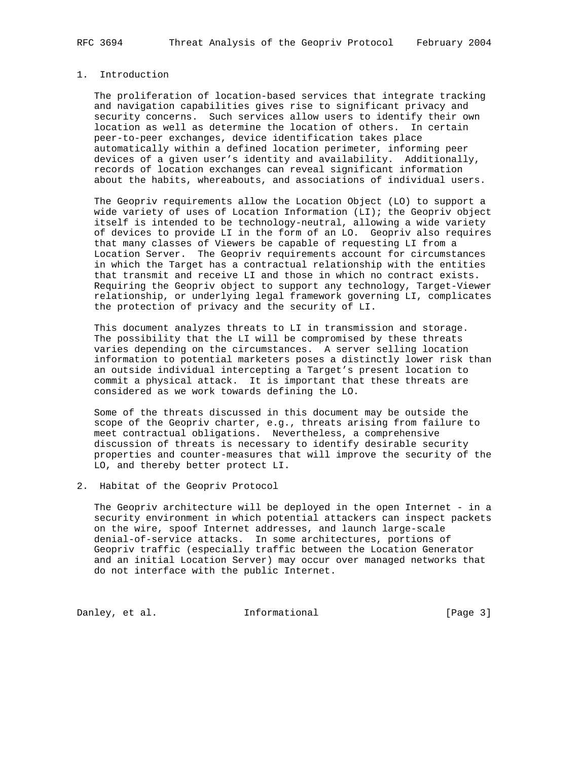## 1. Introduction

The proliferation of location-based services that integrate tracking and navigation capabilities gives rise to significant privacy and security concerns. Such services allow users to identify their own location as well as determine the location of others. In certain peer-to-peer exchanges, device identification takes place automatically within a defined location perimeter, informing peer devices of a given user's identity and availability. Additionally, records of location exchanges can reveal significant information about the habits, whereabouts, and associations of individual users.

The Geopriv requirements allow the Location Object (LO) to support a wide variety of uses of Location Information (LI); the Geopriv object itself is intended to be technology-neutral, allowing a wide variety of devices to provide LI in the form of an LO. Geopriv also requires that many classes of Viewers be capable of requesting LI from a Location Server. The Geopriv requirements account for circumstances in which the Target has a contractual relationship with the entities that transmit and receive LI and those in which no contract exists. Requiring the Geopriv object to support any technology, Target-Viewer relationship, or underlying legal framework governing LI, complicates the protection of privacy and the security of LI.

This document analyzes threats to LI in transmission and storage. The possibility that the LI will be compromised by these threats varies depending on the circumstances. A server selling location information to potential marketers poses a distinctly lower risk than an outside individual intercepting a Target's present location to commit a physical attack. It is important that these threats are considered as we work towards defining the LO.

Some of the threats discussed in this document may be outside the scope of the Geopriv charter, e.g., threats arising from failure to meet contractual obligations. Nevertheless, a comprehensive discussion of threats is necessary to identify desirable security properties and counter-measures that will improve the security of the LO, and thereby better protect LI.

## 2. Habitat of the Geopriv Protocol

The Geopriv architecture will be deployed in the open Internet - in a security environment in which potential attackers can inspect packets on the wire, spoof Internet addresses, and launch large-scale denial-of-service attacks. In some architectures, portions of Geopriv traffic (especially traffic between the Location Generator and an initial Location Server) may occur over managed networks that do not interface with the public Internet.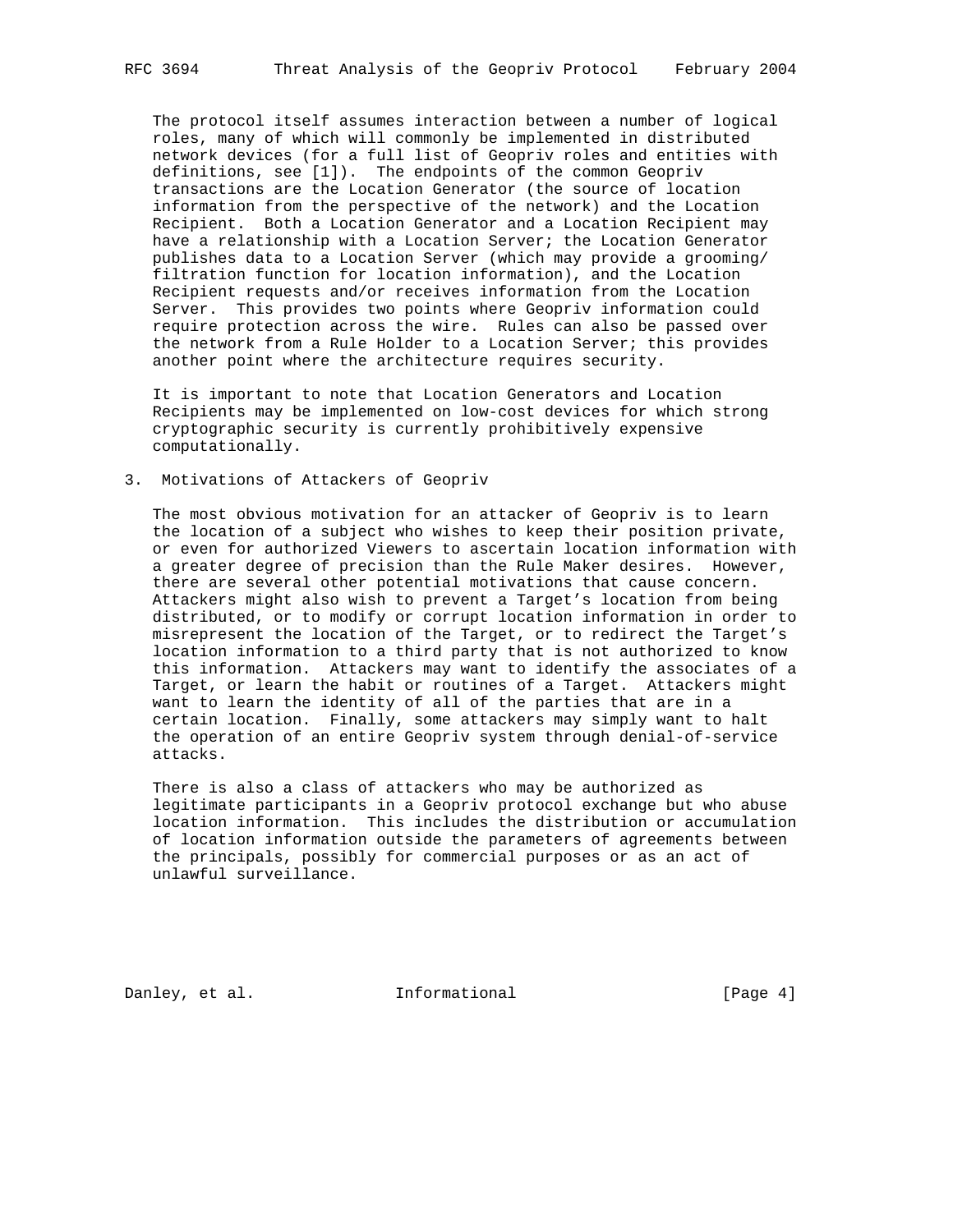The protocol itself assumes interaction between a number of logical roles, many of which will commonly be implemented in distributed network devices (for a full list of Geopriv roles and entities with definitions, see [1]). The endpoints of the common Geopriv transactions are the Location Generator (the source of location information from the perspective of the network) and the Location Recipient. Both a Location Generator and a Location Recipient may have a relationship with a Location Server; the Location Generator publishes data to a Location Server (which may provide a grooming/filtration function for location information), and the Location Recipient requests and/or receives information from the Location Server. This provides two points where Geopriv information could require protection across the wire. Rules can also be passed over the network from a Rule Holder to a Location Server; this provides another point where the architecture requires security.

It is important to note that Location Generators and Location Recipients may be implemented on low-cost devices for which strong cryptographic security is currently prohibitively expensive computationally.

## 3. Motivations of Attackers of Geopriv

The most obvious motivation for an attacker of Geopriv is to learn the location of a subject who wishes to keep their position private, or even for authorized Viewers to ascertain location information with a greater degree of precision than the Rule Maker desires. However, there are several other potential motivations that cause concern. Attackers might also wish to prevent a Target's location from being distributed, or to modify or corrupt location information in order to misrepresent the location of the Target, or to redirect the Target's location information to a third party that is not authorized to know this information. Attackers may want to identify the associates of a Target, or learn the habit or routines of a Target. Attackers might want to learn the identity of all of the parties that are in a certain location. Finally, some attackers may simply want to halt the operation of an entire Geopriv system through denial-of-service attacks.

There is also a class of attackers who may be authorized as legitimate participants in a Geopriv protocol exchange but who abuse location information. This includes the distribution or accumulation of location information outside the parameters of agreements between the principals, possibly for commercial purposes or as an act of unlawful surveillance.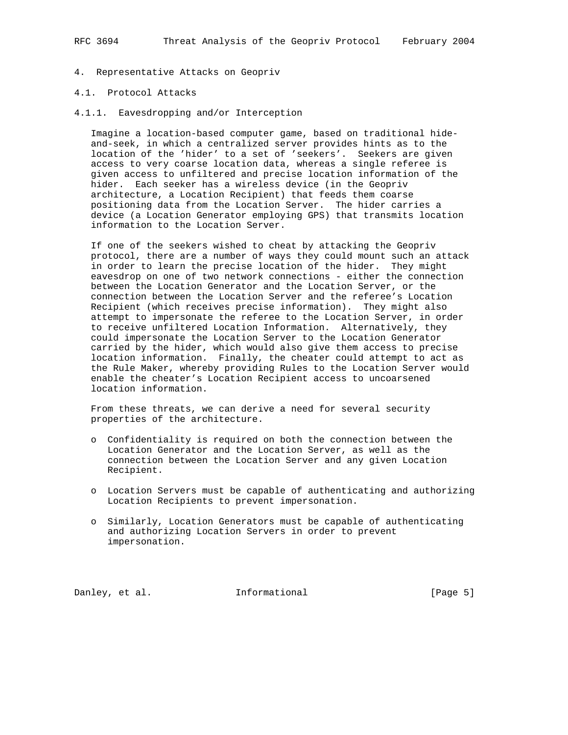## 4. Representative Attacks on Geopriv

### 4.1. Protocol Attacks

#### 4.1.1. Eavesdropping and/or Interception

Imagine a location-based computer game, based on traditional hide-and-seek, in which a centralized server provides hints as to the location of the 'hider' to a set of 'seekers'. Seekers are given access to very coarse location data, whereas a single referee is given access to unfiltered and precise location information of the hider. Each seeker has a wireless device (in the Geopriv architecture, a Location Recipient) that feeds them coarse positioning data from the Location Server. The hider carries a device (a Location Generator employing GPS) that transmits location information to the Location Server.

If one of the seekers wished to cheat by attacking the Geopriv protocol, there are a number of ways they could mount such an attack in order to learn the precise location of the hider. They might eavesdrop on one of two network connections - either the connection between the Location Generator and the Location Server, or the connection between the Location Server and the referee's Location Recipient (which receives precise information). They might also attempt to impersonate the referee to the Location Server, in order to receive unfiltered Location Information. Alternatively, they could impersonate the Location Server to the Location Generator carried by the hider, which would also give them access to precise location information. Finally, the cheater could attempt to act as the Rule Maker, whereby providing Rules to the Location Server would enable the cheater's Location Recipient access to uncoarsened location information.

From these threats, we can derive a need for several security properties of the architecture.

- Confidentiality is required on both the connection between the Location Generator and the Location Server, as well as the connection between the Location Server and any given Location Recipient.
- Location Servers must be capable of authenticating and authorizing Location Recipients to prevent impersonation.
- Similarly, Location Generators must be capable of authenticating and authorizing Location Servers in order to prevent impersonation.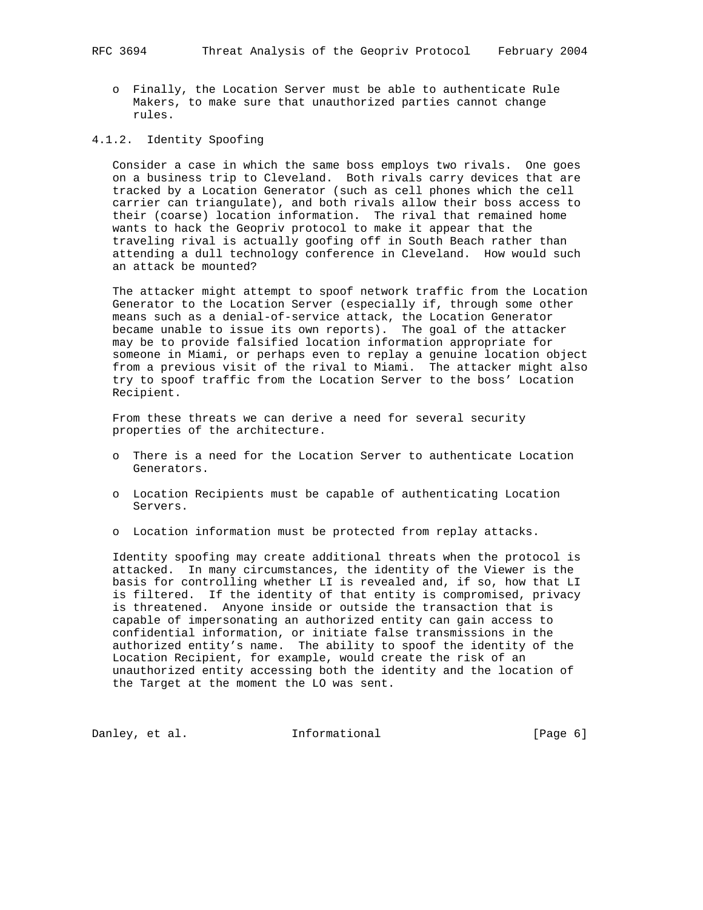- Finally, the Location Server must be able to authenticate Rule Makers, to make sure that unauthorized parties cannot change rules.

### 4.1.2. Identity Spoofing

Consider a case in which the same boss employs two rivals. One goes on a business trip to Cleveland. Both rivals carry devices that are tracked by a Location Generator (such as cell phones which the cell carrier can triangulate), and both rivals allow their boss access to their (coarse) location information. The rival that remained home wants to hack the Geopriv protocol to make it appear that the traveling rival is actually goofing off in South Beach rather than attending a dull technology conference in Cleveland. How would such an attack be mounted?

The attacker might attempt to spoof network traffic from the Location Generator to the Location Server (especially if, through some other means such as a denial-of-service attack, the Location Generator became unable to issue its own reports). The goal of the attacker may be to provide falsified location information appropriate for someone in Miami, or perhaps even to replay a genuine location object from a previous visit of the rival to Miami. The attacker might also try to spoof traffic from the Location Server to the boss' Location Recipient.

From these threats we can derive a need for several security properties of the architecture.

- There is a need for the Location Server to authenticate Location Generators.
- Location Recipients must be capable of authenticating Location Servers.
- Location information must be protected from replay attacks.

Identity spoofing may create additional threats when the protocol is attacked. In many circumstances, the identity of the Viewer is the basis for controlling whether LI is revealed and, if so, how that LI is filtered. If the identity of that entity is compromised, privacy is threatened. Anyone inside or outside the transaction that is capable of impersonating an authorized entity can gain access to confidential information, or initiate false transmissions in the authorized entity's name. The ability to spoof the identity of the Location Recipient, for example, would create the risk of an unauthorized entity accessing both the identity and the location of the Target at the moment the LO was sent.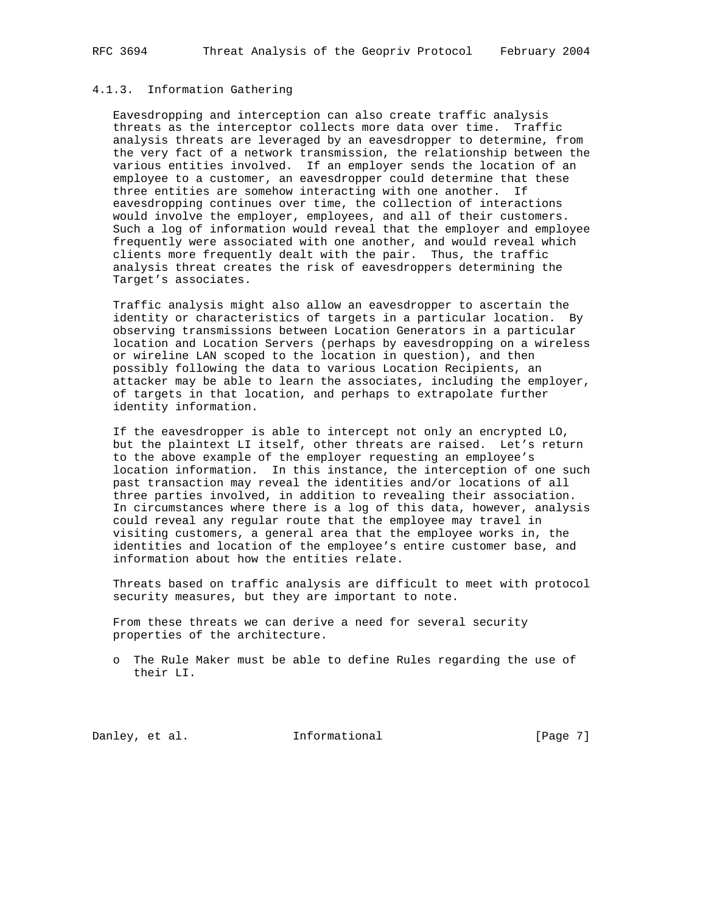#### 4.1.3. Information Gathering

Eavesdropping and interception can also create traffic analysis threats as the interceptor collects more data over time. Traffic analysis threats are leveraged by an eavesdropper to determine, from the very fact of a network transmission, the relationship between the various entities involved. If an employer sends the location of an employee to a customer, an eavesdropper could determine that these three entities are somehow interacting with one another. If eavesdropping continues over time, the collection of interactions would involve the employer, employees, and all of their customers. Such a log of information would reveal that the employer and employee frequently were associated with one another, and would reveal which clients more frequently dealt with the pair. Thus, the traffic analysis threat creates the risk of eavesdroppers determining the Target’s associates.

Traffic analysis might also allow an eavesdropper to ascertain the identity or characteristics of targets in a particular location. By observing transmissions between Location Generators in a particular location and Location Servers (perhaps by eavesdropping on a wireless or wireline LAN scoped to the location in question), and then possibly following the data to various Location Recipients, an attacker may be able to learn the associates, including the employer, of targets in that location, and perhaps to extrapolate further identity information.

If the eavesdropper is able to intercept not only an encrypted LO, but the plaintext LI itself, other threats are raised. Let’s return to the above example of the employer requesting an employee’s location information. In this instance, the interception of one such past transaction may reveal the identities and/or locations of all three parties involved, in addition to revealing their association. In circumstances where there is a log of this data, however, analysis could reveal any regular route that the employee may travel in visiting customers, a general area that the employee works in, the identities and location of the employee’s entire customer base, and information about how the entities relate.

Threats based on traffic analysis are difficult to meet with protocol security measures, but they are important to note.

From these threats we can derive a need for several security properties of the architecture.

- The Rule Maker must be able to define Rules regarding the use of their LI.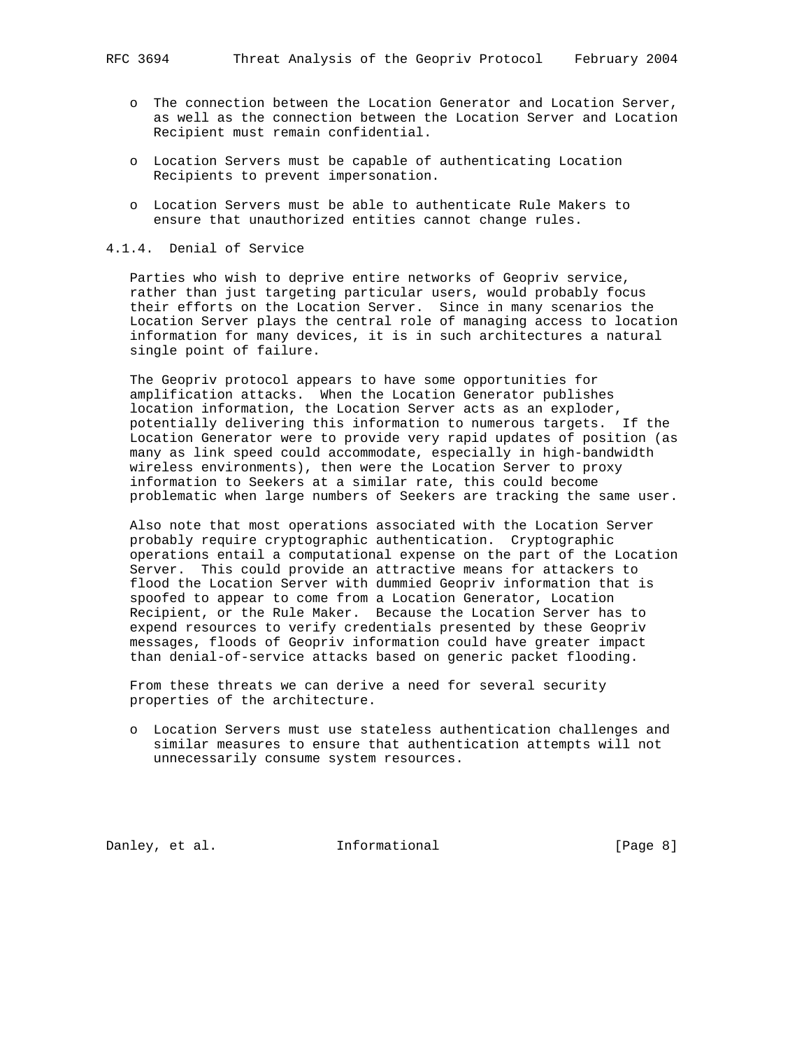- The connection between the Location Generator and Location Server, as well as the connection between the Location Server and Location Recipient must remain confidential.

- Location Servers must be capable of authenticating Location Recipients to prevent impersonation.

- Location Servers must be able to authenticate Rule Makers to ensure that unauthorized entities cannot change rules.

#### 4.1.4. Denial of Service

Parties who wish to deprive entire networks of Geopriv service, rather than just targeting particular users, would probably focus their efforts on the Location Server. Since in many scenarios the Location Server plays the central role of managing access to location information for many devices, it is in such architectures a natural single point of failure.

The Geopriv protocol appears to have some opportunities for amplification attacks. When the Location Generator publishes location information, the Location Server acts as an exploder, potentially delivering this information to numerous targets. If the Location Generator were to provide very rapid updates of position (as many as link speed could accommodate, especially in high-bandwidth wireless environments), then were the Location Server to proxy information to Seekers at a similar rate, this could become problematic when large numbers of Seekers are tracking the same user.

Also note that most operations associated with the Location Server probably require cryptographic authentication. Cryptographic operations entail a computational expense on the part of the Location Server. This could provide an attractive means for attackers to flood the Location Server with dummied Geopriv information that is spoofed to appear to come from a Location Generator, Location Recipient, or the Rule Maker. Because the Location Server has to expend resources to verify credentials presented by these Geopriv messages, floods of Geopriv information could have greater impact than denial-of-service attacks based on generic packet flooding.

From these threats we can derive a need for several security properties of the architecture.

- Location Servers must use stateless authentication challenges and similar measures to ensure that authentication attempts will not unnecessarily consume system resources.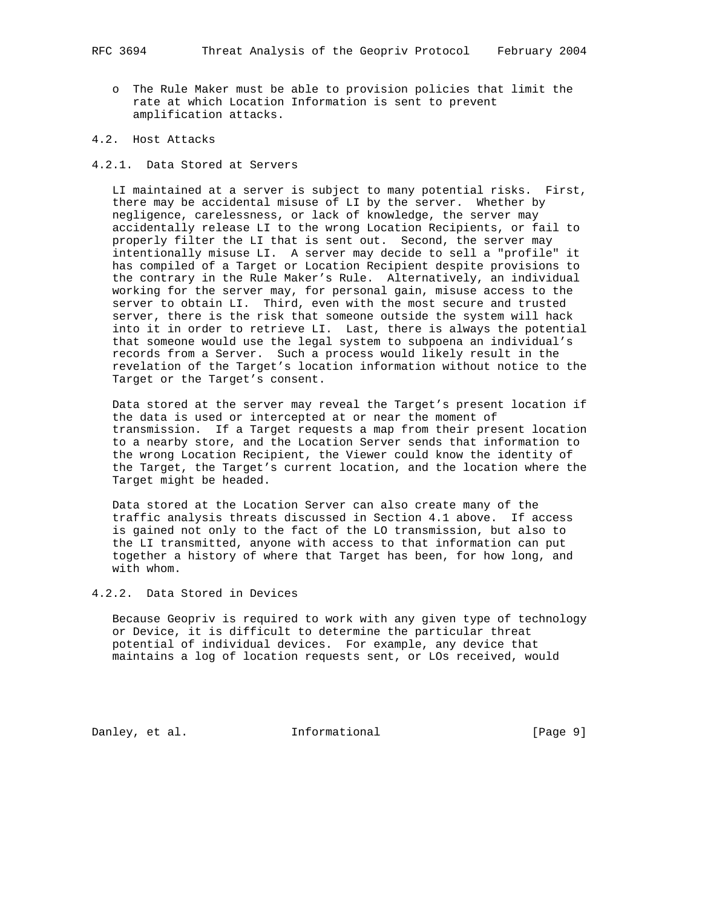- The Rule Maker must be able to provision policies that limit the rate at which Location Information is sent to prevent amplification attacks.

### 4.2. Host Attacks

#### 4.2.1. Data Stored at Servers

LI maintained at a server is subject to many potential risks. First, there may be accidental misuse of LI by the server. Whether by negligence, carelessness, or lack of knowledge, the server may accidentally release LI to the wrong Location Recipients, or fail to properly filter the LI that is sent out. Second, the server may intentionally misuse LI. A server may decide to sell a "profile" it has compiled of a Target or Location Recipient despite provisions to the contrary in the Rule Maker's Rule. Alternatively, an individual working for the server may, for personal gain, misuse access to the server to obtain LI. Third, even with the most secure and trusted server, there is the risk that someone outside the system will hack into it in order to retrieve LI. Last, there is always the potential that someone would use the legal system to subpoena an individual's records from a Server. Such a process would likely result in the revelation of the Target's location information without notice to the Target or the Target's consent.

Data stored at the server may reveal the Target's present location if the data is used or intercepted at or near the moment of transmission. If a Target requests a map from their present location to a nearby store, and the Location Server sends that information to the wrong Location Recipient, the Viewer could know the identity of the Target, the Target's current location, and the location where the Target might be headed.

Data stored at the Location Server can also create many of the traffic analysis threats discussed in Section 4.1 above. If access is gained not only to the fact of the LO transmission, but also to the LI transmitted, anyone with access to that information can put together a history of where that Target has been, for how long, and with whom.

#### 4.2.2. Data Stored in Devices

Because Geopriv is required to work with any given type of technology or Device, it is difficult to determine the particular threat potential of individual devices. For example, any device that maintains a log of location requests sent, or LOs received, would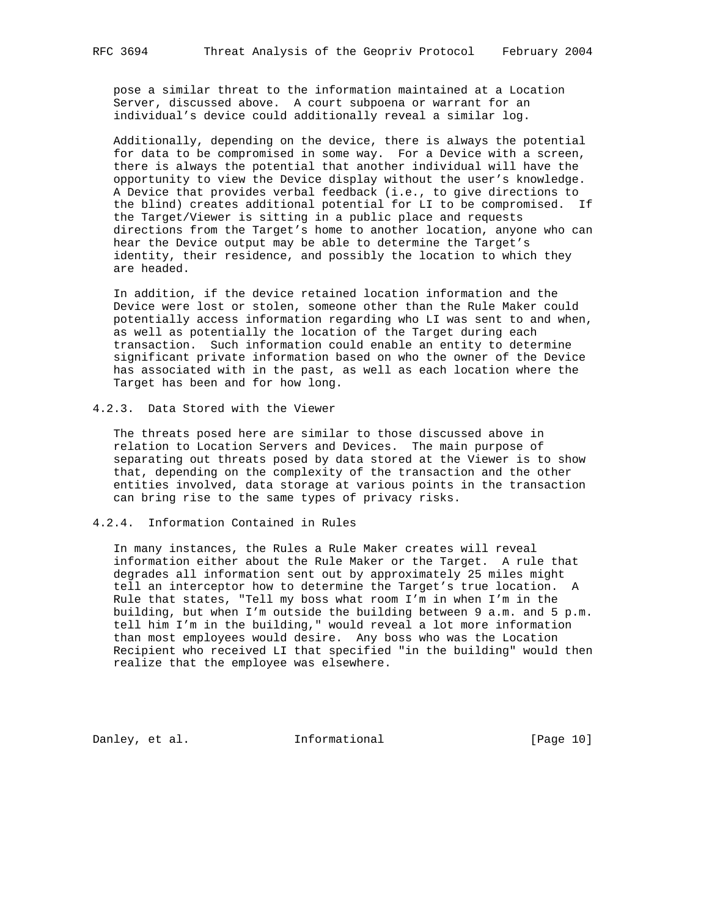pose a similar threat to the information maintained at a Location Server, discussed above. A court subpoena or warrant for an individual's device could additionally reveal a similar log.

Additionally, depending on the device, there is always the potential for data to be compromised in some way. For a Device with a screen, there is always the potential that another individual will have the opportunity to view the Device display without the user's knowledge. A Device that provides verbal feedback (i.e., to give directions to the blind) creates additional potential for LI to be compromised. If the Target/Viewer is sitting in a public place and requests directions from the Target's home to another location, anyone who can hear the Device output may be able to determine the Target's identity, their residence, and possibly the location to which they are headed.

In addition, if the device retained location information and the Device were lost or stolen, someone other than the Rule Maker could potentially access information regarding who LI was sent to and when, as well as potentially the location of the Target during each transaction. Such information could enable an entity to determine significant private information based on who the owner of the Device has associated with in the past, as well as each location where the Target has been and for how long.

### 4.2.3. Data Stored with the Viewer

The threats posed here are similar to those discussed above in relation to Location Servers and Devices. The main purpose of separating out threats posed by data stored at the Viewer is to show that, depending on the complexity of the transaction and the other entities involved, data storage at various points in the transaction can bring rise to the same types of privacy risks.

### 4.2.4. Information Contained in Rules

In many instances, the Rules a Rule Maker creates will reveal information either about the Rule Maker or the Target. A rule that degrades all information sent out by approximately 25 miles might tell an interceptor how to determine the Target's true location. A Rule that states, "Tell my boss what room I'm in when I'm in the building, but when I'm outside the building between 9 a.m. and 5 p.m. tell him I'm in the building," would reveal a lot more information than most employees would desire. Any boss who was the Location Recipient who received LI that specified "in the building" would then realize that the employee was elsewhere.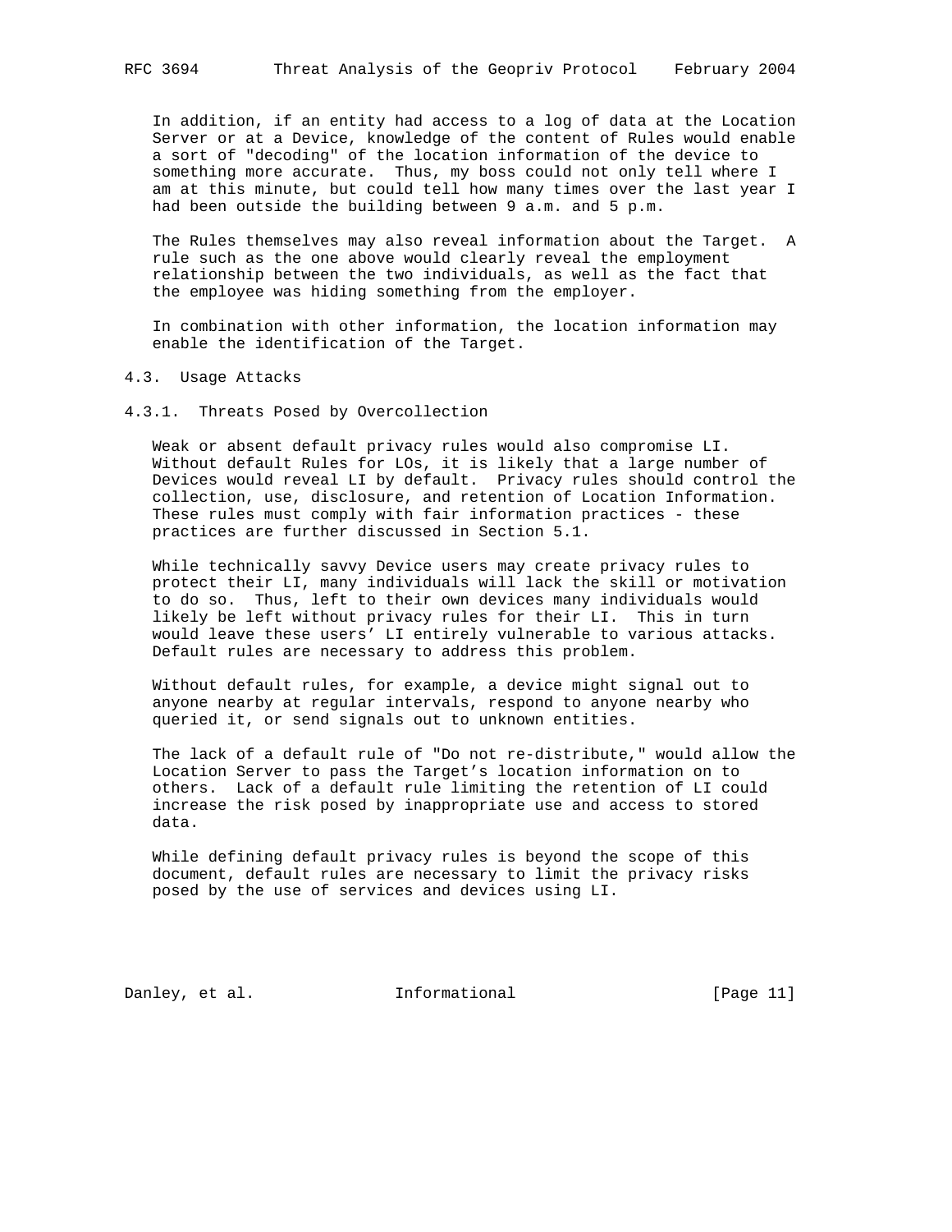In addition, if an entity had access to a log of data at the Location Server or at a Device, knowledge of the content of Rules would enable a sort of "decoding" of the location information of the device to something more accurate. Thus, my boss could not only tell where I am at this minute, but could tell how many times over the last year I had been outside the building between 9 a.m. and 5 p.m.

The Rules themselves may also reveal information about the Target. A rule such as the one above would clearly reveal the employment relationship between the two individuals, as well as the fact that the employee was hiding something from the employer.

In combination with other information, the location information may enable the identification of the Target.

### 4.3. Usage Attacks

#### 4.3.1. Threats Posed by Overcollection

Weak or absent default privacy rules would also compromise LI. Without default Rules for LOs, it is likely that a large number of Devices would reveal LI by default. Privacy rules should control the collection, use, disclosure, and retention of Location Information. These rules must comply with fair information practices - these practices are further discussed in Section 5.1.

While technically savvy Device users may create privacy rules to protect their LI, many individuals will lack the skill or motivation to do so. Thus, left to their own devices many individuals would likely be left without privacy rules for their LI. This in turn would leave these users' LI entirely vulnerable to various attacks. Default rules are necessary to address this problem.

Without default rules, for example, a device might signal out to anyone nearby at regular intervals, respond to anyone nearby who queried it, or send signals out to unknown entities.

The lack of a default rule of "Do not re-distribute," would allow the Location Server to pass the Target's location information on to others. Lack of a default rule limiting the retention of LI could increase the risk posed by inappropriate use and access to stored data.

While defining default privacy rules is beyond the scope of this document, default rules are necessary to limit the privacy risks posed by the use of services and devices using LI.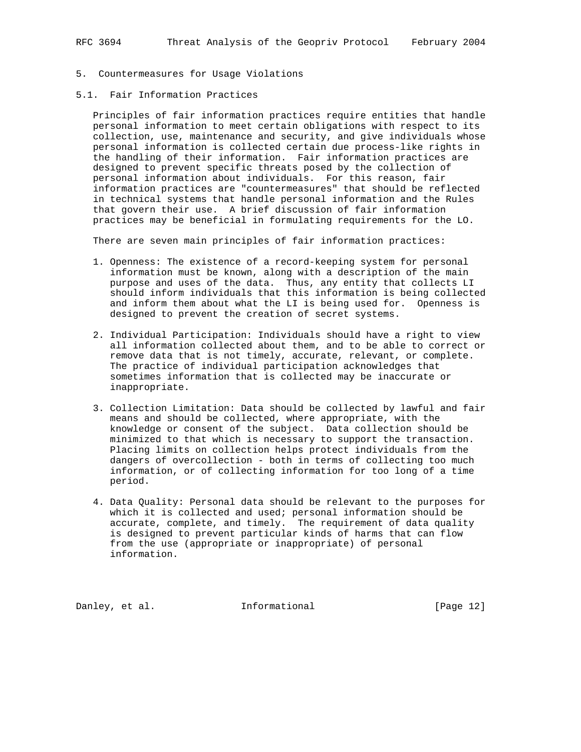## 5. Countermeasures for Usage Violations

### 5.1. Fair Information Practices

Principles of fair information practices require entities that handle personal information to meet certain obligations with respect to its collection, use, maintenance and security, and give individuals whose personal information is collected certain due process-like rights in the handling of their information. Fair information practices are designed to prevent specific threats posed by the collection of personal information about individuals. For this reason, fair information practices are "countermeasures" that should be reflected in technical systems that handle personal information and the Rules that govern their use. A brief discussion of fair information practices may be beneficial in formulating requirements for the LO.

There are seven main principles of fair information practices:

1. Openness: The existence of a record-keeping system for personal information must be known, along with a description of the main purpose and uses of the data. Thus, any entity that collects LI should inform individuals that this information is being collected and inform them about what the LI is being used for. Openness is designed to prevent the creation of secret systems.

2. Individual Participation: Individuals should have a right to view all information collected about them, and to be able to correct or remove data that is not timely, accurate, relevant, or complete. The practice of individual participation acknowledges that sometimes information that is collected may be inaccurate or inappropriate.

3. Collection Limitation: Data should be collected by lawful and fair means and should be collected, where appropriate, with the knowledge or consent of the subject. Data collection should be minimized to that which is necessary to support the transaction. Placing limits on collection helps protect individuals from the dangers of overcollection - both in terms of collecting too much information, or of collecting information for too long of a time period.

4. Data Quality: Personal data should be relevant to the purposes for which it is collected and used; personal information should be accurate, complete, and timely. The requirement of data quality is designed to prevent particular kinds of harms that can flow from the use (appropriate or inappropriate) of personal information.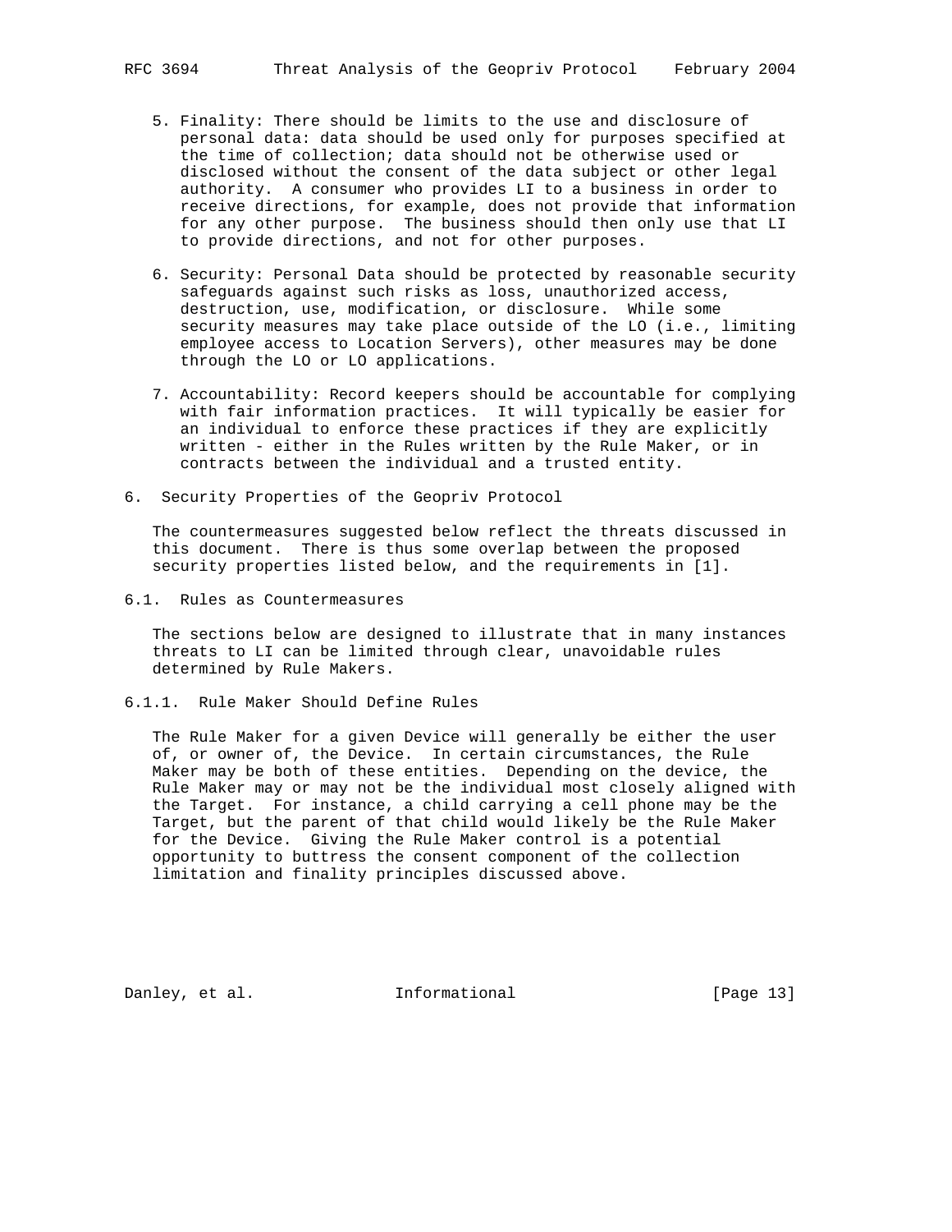5. Finality: There should be limits to the use and disclosure of personal data: data should be used only for purposes specified at the time of collection; data should not be otherwise used or disclosed without the consent of the data subject or other legal authority. A consumer who provides LI to a business in order to receive directions, for example, does not provide that information for any other purpose. The business should then only use that LI to provide directions, and not for other purposes.

6. Security: Personal Data should be protected by reasonable security safeguards against such risks as loss, unauthorized access, destruction, use, modification, or disclosure. While some security measures may take place outside of the LO (i.e., limiting employee access to Location Servers), other measures may be done through the LO or LO applications.

7. Accountability: Record keepers should be accountable for complying with fair information practices. It will typically be easier for an individual to enforce these practices if they are explicitly written - either in the Rules written by the Rule Maker, or in contracts between the individual and a trusted entity.

## 6. Security Properties of the Geopriv Protocol

The countermeasures suggested below reflect the threats discussed in this document. There is thus some overlap between the proposed security properties listed below, and the requirements in [1].

### 6.1. Rules as Countermeasures

The sections below are designed to illustrate that in many instances threats to LI can be limited through clear, unavoidable rules determined by Rule Makers.

#### 6.1.1. Rule Maker Should Define Rules

The Rule Maker for a given Device will generally be either the user of, or owner of, the Device. In certain circumstances, the Rule Maker may be both of these entities. Depending on the device, the Rule Maker may or may not be the individual most closely aligned with the Target. For instance, a child carrying a cell phone may be the Target, but the parent of that child would likely be the Rule Maker for the Device. Giving the Rule Maker control is a potential opportunity to buttress the consent component of the collection limitation and finality principles discussed above.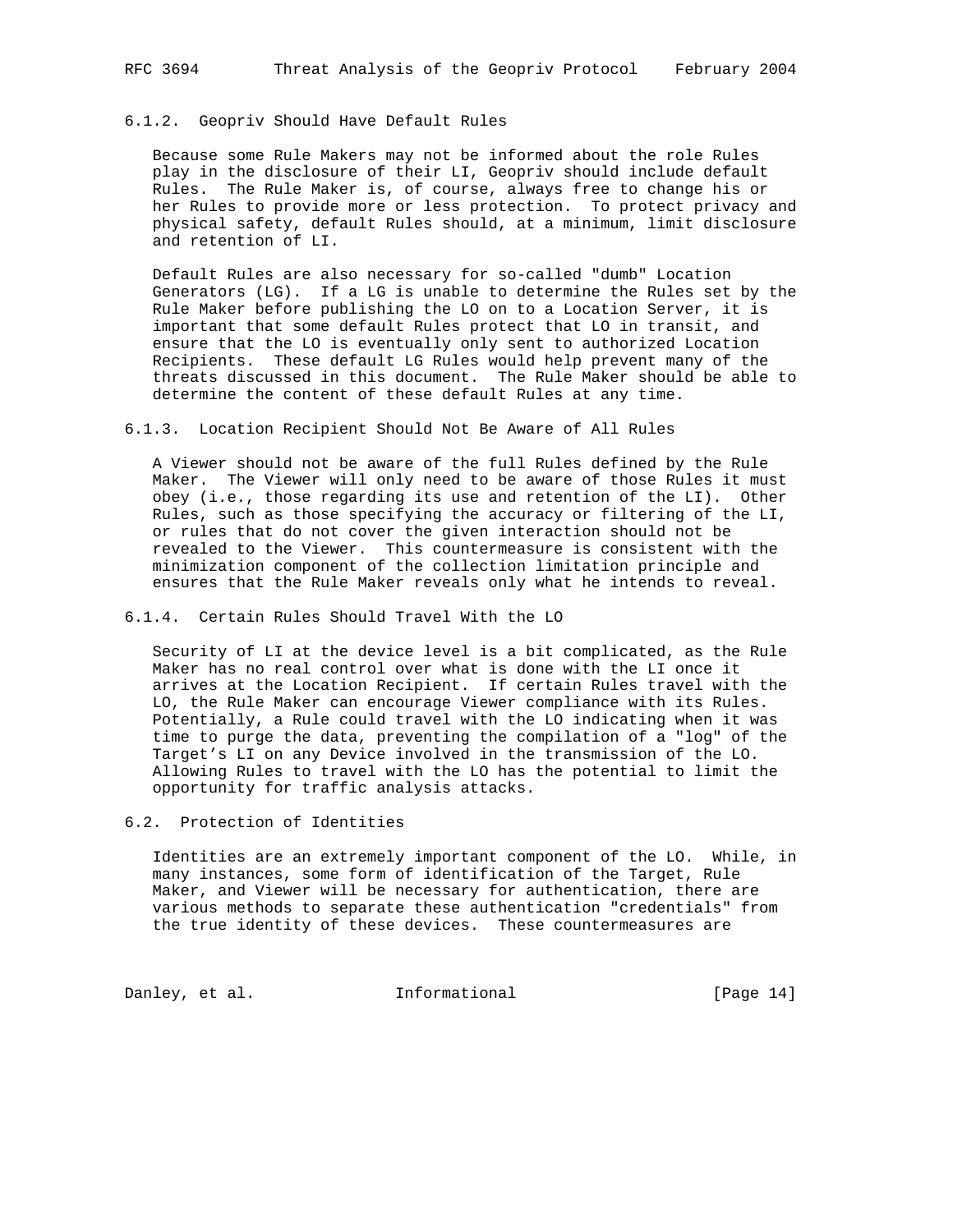### 6.1.2. Geopriv Should Have Default Rules

Because some Rule Makers may not be informed about the role Rules play in the disclosure of their LI, Geopriv should include default Rules. The Rule Maker is, of course, always free to change his or her Rules to provide more or less protection. To protect privacy and physical safety, default Rules should, at a minimum, limit disclosure and retention of LI.

Default Rules are also necessary for so-called "dumb" Location Generators (LG). If a LG is unable to determine the Rules set by the Rule Maker before publishing the LO on to a Location Server, it is important that some default Rules protect that LO in transit, and ensure that the LO is eventually only sent to authorized Location Recipients. These default LG Rules would help prevent many of the threats discussed in this document. The Rule Maker should be able to determine the content of these default Rules at any time.

### 6.1.3. Location Recipient Should Not Be Aware of All Rules

A Viewer should not be aware of the full Rules defined by the Rule Maker. The Viewer will only need to be aware of those Rules it must obey (i.e., those regarding its use and retention of the LI). Other Rules, such as those specifying the accuracy or filtering of the LI, or rules that do not cover the given interaction should not be revealed to the Viewer. This countermeasure is consistent with the minimization component of the collection limitation principle and ensures that the Rule Maker reveals only what he intends to reveal.

### 6.1.4. Certain Rules Should Travel With the LO

Security of LI at the device level is a bit complicated, as the Rule Maker has no real control over what is done with the LI once it arrives at the Location Recipient. If certain Rules travel with the LO, the Rule Maker can encourage Viewer compliance with its Rules. Potentially, a Rule could travel with the LO indicating when it was time to purge the data, preventing the compilation of a "log" of the Target's LI on any Device involved in the transmission of the LO. Allowing Rules to travel with the LO has the potential to limit the opportunity for traffic analysis attacks.

## 6.2. Protection of Identities

Identities are an extremely important component of the LO. While, in many instances, some form of identification of the Target, Rule Maker, and Viewer will be necessary for authentication, there are various methods to separate these authentication "credentials" from the true identity of these devices. These countermeasures are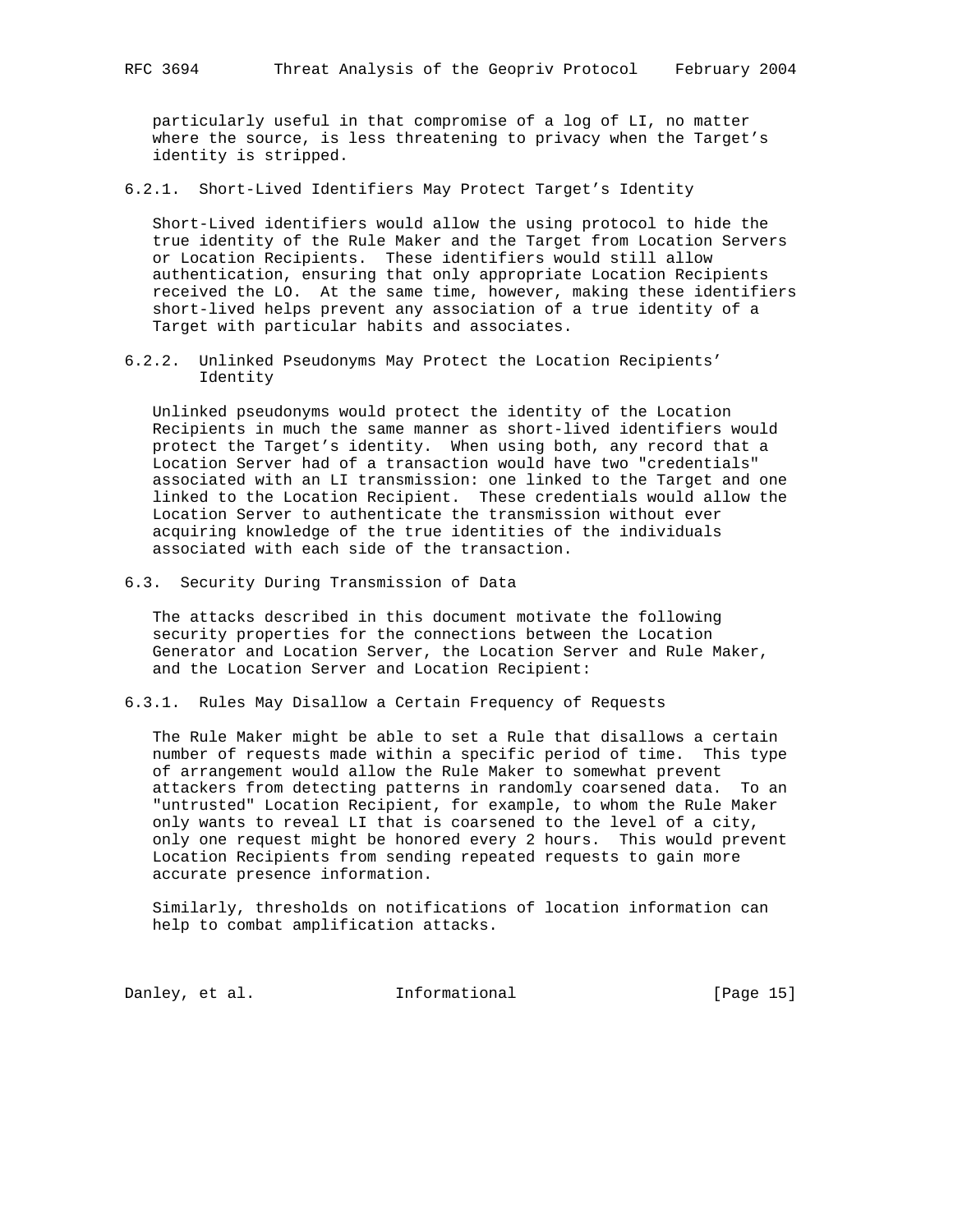particularly useful in that compromise of a log of LI, no matter where the source, is less threatening to privacy when the Target's identity is stripped.

#### 6.2.1. Short-Lived Identifiers May Protect Target's Identity

Short-Lived identifiers would allow the using protocol to hide the true identity of the Rule Maker and the Target from Location Servers or Location Recipients. These identifiers would still allow authentication, ensuring that only appropriate Location Recipients received the LO. At the same time, however, making these identifiers short-lived helps prevent any association of a true identity of a Target with particular habits and associates.

#### 6.2.2. Unlinked Pseudonyms May Protect the Location Recipients' Identity

Unlinked pseudonyms would protect the identity of the Location Recipients in much the same manner as short-lived identifiers would protect the Target's identity. When using both, any record that a Location Server had of a transaction would have two "credentials" associated with an LI transmission: one linked to the Target and one linked to the Location Recipient. These credentials would allow the Location Server to authenticate the transmission without ever acquiring knowledge of the true identities of the individuals associated with each side of the transaction.

### 6.3. Security During Transmission of Data

The attacks described in this document motivate the following security properties for the connections between the Location Generator and Location Server, the Location Server and Rule Maker, and the Location Server and Location Recipient:

#### 6.3.1. Rules May Disallow a Certain Frequency of Requests

The Rule Maker might be able to set a Rule that disallows a certain number of requests made within a specific period of time. This type of arrangement would allow the Rule Maker to somewhat prevent attackers from detecting patterns in randomly coarsened data. To an "untrusted" Location Recipient, for example, to whom the Rule Maker only wants to reveal LI that is coarsened to the level of a city, only one request might be honored every 2 hours. This would prevent Location Recipients from sending repeated requests to gain more accurate presence information.

Similarly, thresholds on notifications of location information can help to combat amplification attacks.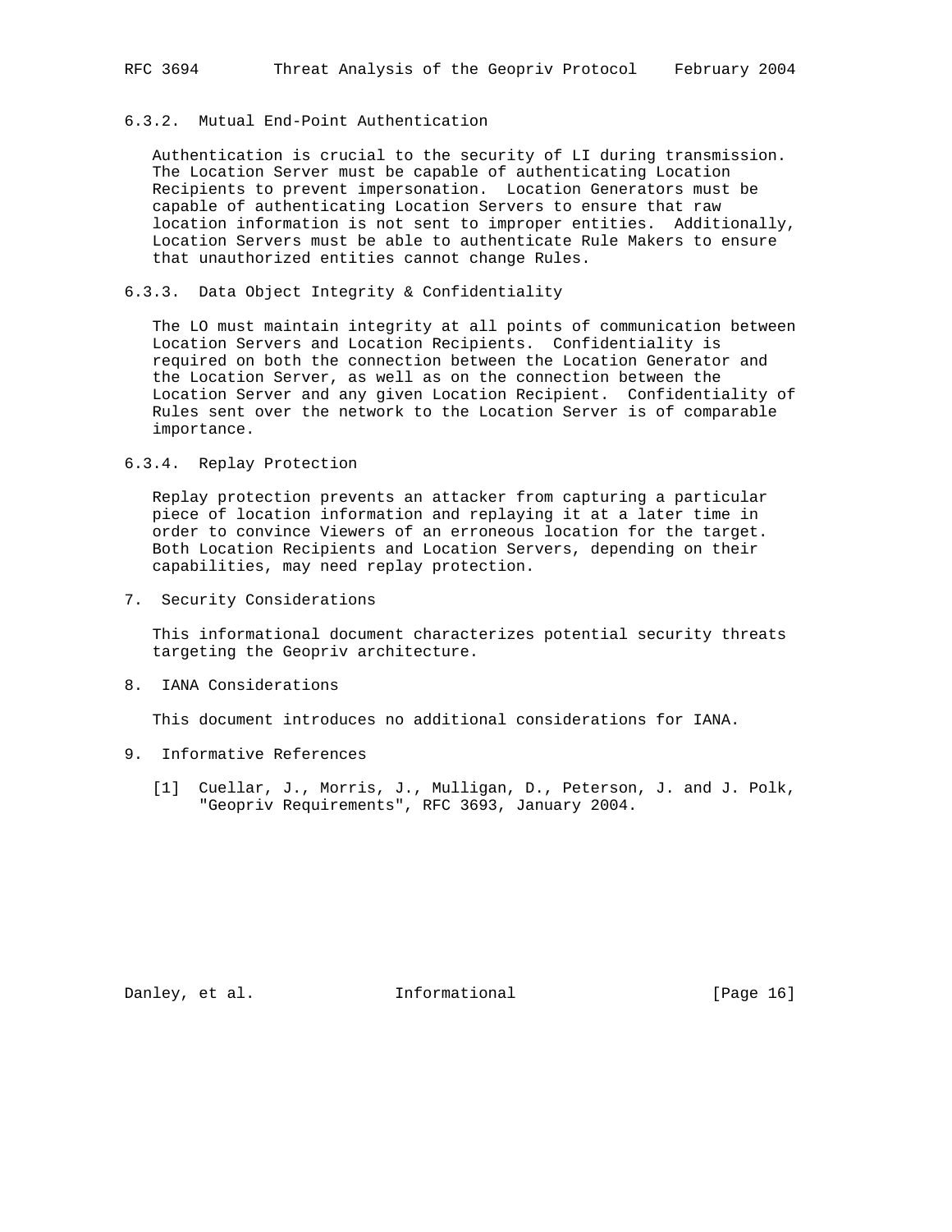#### 6.3.2. Mutual End-Point Authentication

Authentication is crucial to the security of LI during transmission. The Location Server must be capable of authenticating Location Recipients to prevent impersonation. Location Generators must be capable of authenticating Location Servers to ensure that raw location information is not sent to improper entities. Additionally, Location Servers must be able to authenticate Rule Makers to ensure that unauthorized entities cannot change Rules.

#### 6.3.3. Data Object Integrity & Confidentiality

The LO must maintain integrity at all points of communication between Location Servers and Location Recipients. Confidentiality is required on both the connection between the Location Generator and the Location Server, as well as on the connection between the Location Server and any given Location Recipient. Confidentiality of Rules sent over the network to the Location Server is of comparable importance.

#### 6.3.4. Replay Protection

Replay protection prevents an attacker from capturing a particular piece of location information and replaying it at a later time in order to convince Viewers of an erroneous location for the target. Both Location Recipients and Location Servers, depending on their capabilities, may need replay protection.

## 7. Security Considerations

This informational document characterizes potential security threats targeting the Geopriv architecture.

## 8. IANA Considerations

This document introduces no additional considerations for IANA.

## 9. Informative References

[1] Cuellar, J., Morris, J., Mulligan, D., Peterson, J. and J. Polk, "Geopriv Requirements", RFC 3693, January 2004.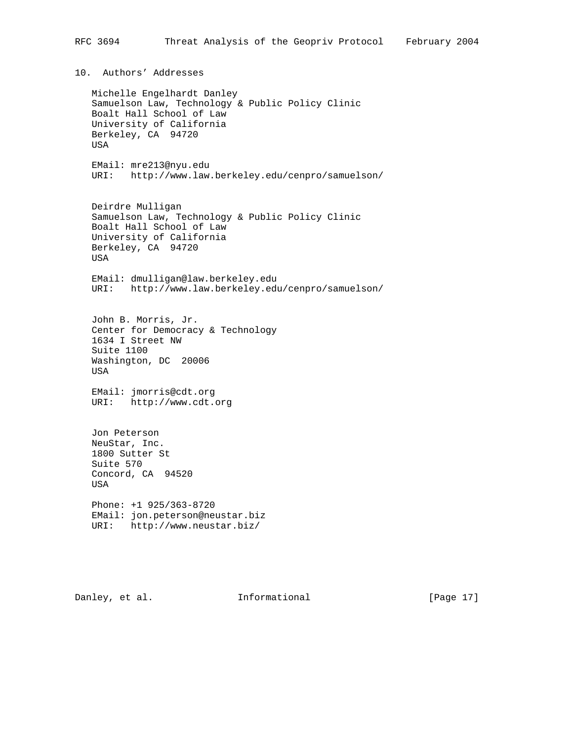## 10. Authors' Addresses

Michelle Engelhardt Danley
Samuelson Law, Technology & Public Policy Clinic
Boalt Hall School of Law
University of California
Berkeley, CA 94720
USA

EMail: mre213@nyu.edu
URI: http://www.law.berkeley.edu/cenpro/samuelson/

Deirdre Mulligan
Samuelson Law, Technology & Public Policy Clinic
Boalt Hall School of Law
University of California
Berkeley, CA 94720
USA

EMail: dmulligan@law.berkeley.edu
URI: http://www.law.berkeley.edu/cenpro/samuelson/

John B. Morris, Jr.
Center for Democracy & Technology
1634 I Street NW
Suite 1100
Washington, DC 20006
USA

EMail: jmorris@cdt.org
URI: http://www.cdt.org

Jon Peterson
NeuStar, Inc.
1800 Sutter St
Suite 570
Concord, CA 94520
USA

Phone: +1 925/363-8720
EMail: jon.peterson@neustar.biz
URI: http://www.neustar.biz/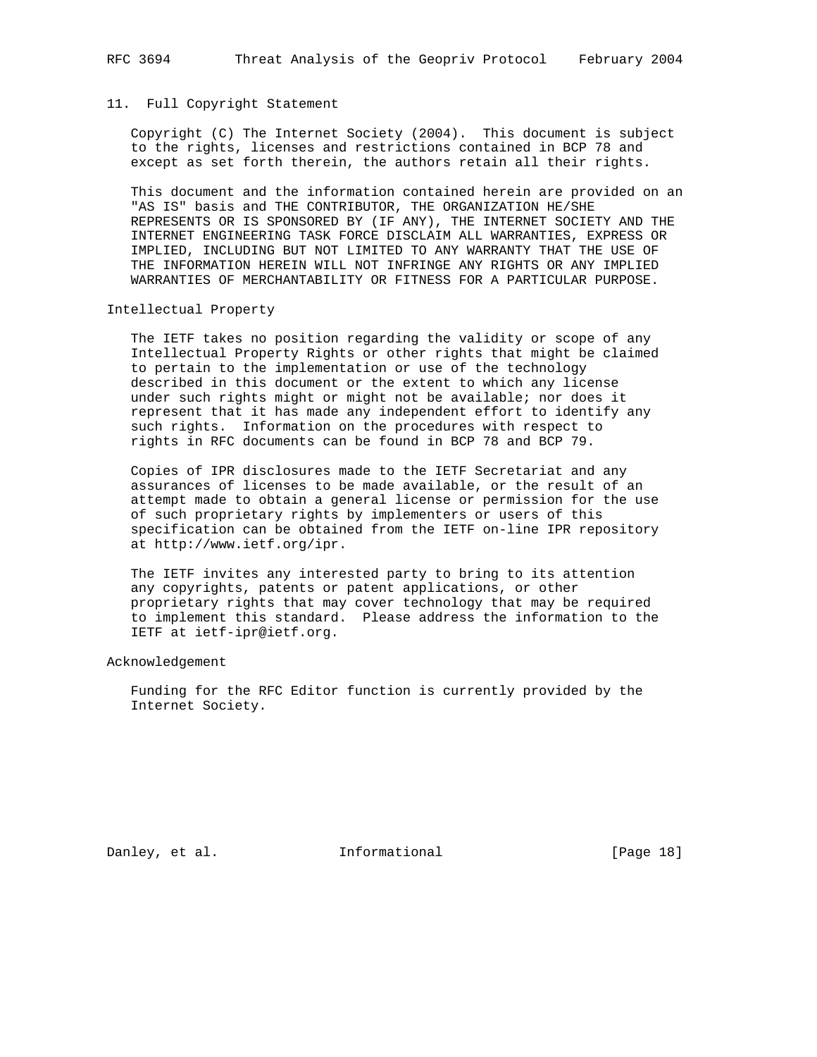## 11. Full Copyright Statement

Copyright (C) The Internet Society (2004). This document is subject to the rights, licenses and restrictions contained in BCP 78 and except as set forth therein, the authors retain all their rights.

This document and the information contained herein are provided on an "AS IS" basis and THE CONTRIBUTOR, THE ORGANIZATION HE/SHE REPRESENTS OR IS SPONSORED BY (IF ANY), THE INTERNET SOCIETY AND THE INTERNET ENGINEERING TASK FORCE DISCLAIM ALL WARRANTIES, EXPRESS OR IMPLIED, INCLUDING BUT NOT LIMITED TO ANY WARRANTY THAT THE USE OF THE INFORMATION HEREIN WILL NOT INFRINGE ANY RIGHTS OR ANY IMPLIED WARRANTIES OF MERCHANTABILITY OR FITNESS FOR A PARTICULAR PURPOSE.

### Intellectual Property

The IETF takes no position regarding the validity or scope of any Intellectual Property Rights or other rights that might be claimed to pertain to the implementation or use of the technology described in this document or the extent to which any license under such rights might or might not be available; nor does it represent that it has made any independent effort to identify any such rights. Information on the procedures with respect to rights in RFC documents can be found in BCP 78 and BCP 79.

Copies of IPR disclosures made to the IETF Secretariat and any assurances of licenses to be made available, or the result of an attempt made to obtain a general license or permission for the use of such proprietary rights by implementers or users of this specification can be obtained from the IETF on-line IPR repository at http://www.ietf.org/ipr.

The IETF invites any interested party to bring to its attention any copyrights, patents or patent applications, or other proprietary rights that may cover technology that may be required to implement this standard. Please address the information to the IETF at ietf-ipr@ietf.org.

### Acknowledgement

Funding for the RFC Editor function is currently provided by the Internet Society.